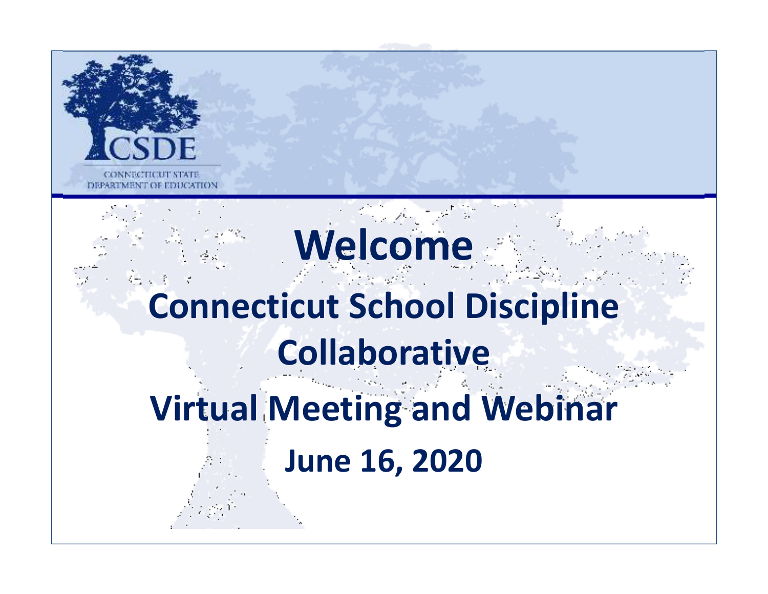CSDE

CONNECTICUT STATE DEPARTMENT OF EDUCATION

# Welcome

## Connecticut School Discipline Collaborative

## Virtual Meeting and Webinar

### June 16, 2020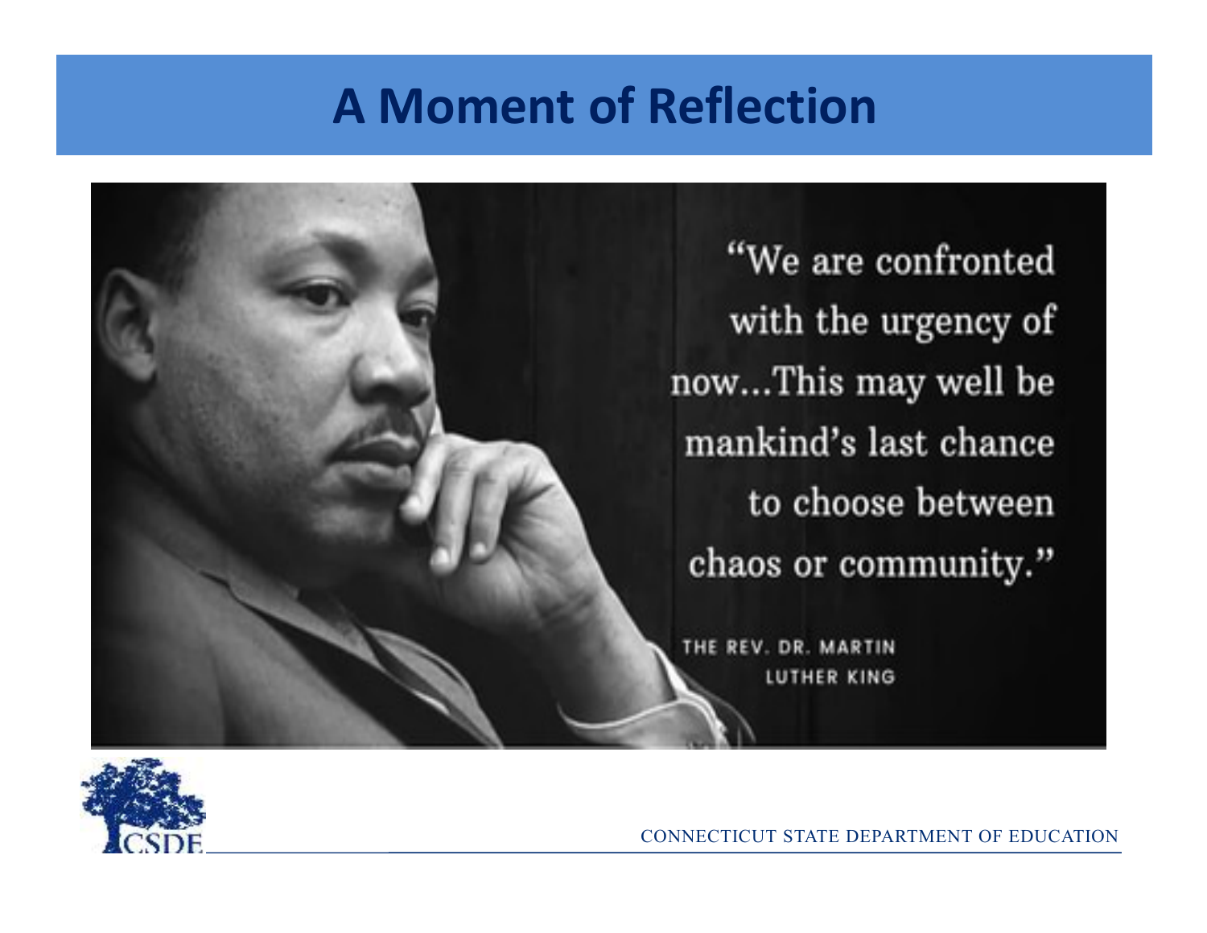# A Moment of Reflection

"We are confronted with the urgency of now...This may well be mankind's last chance to choose between chaos or community."

THE REV. DR. MARTIN LUTHER KING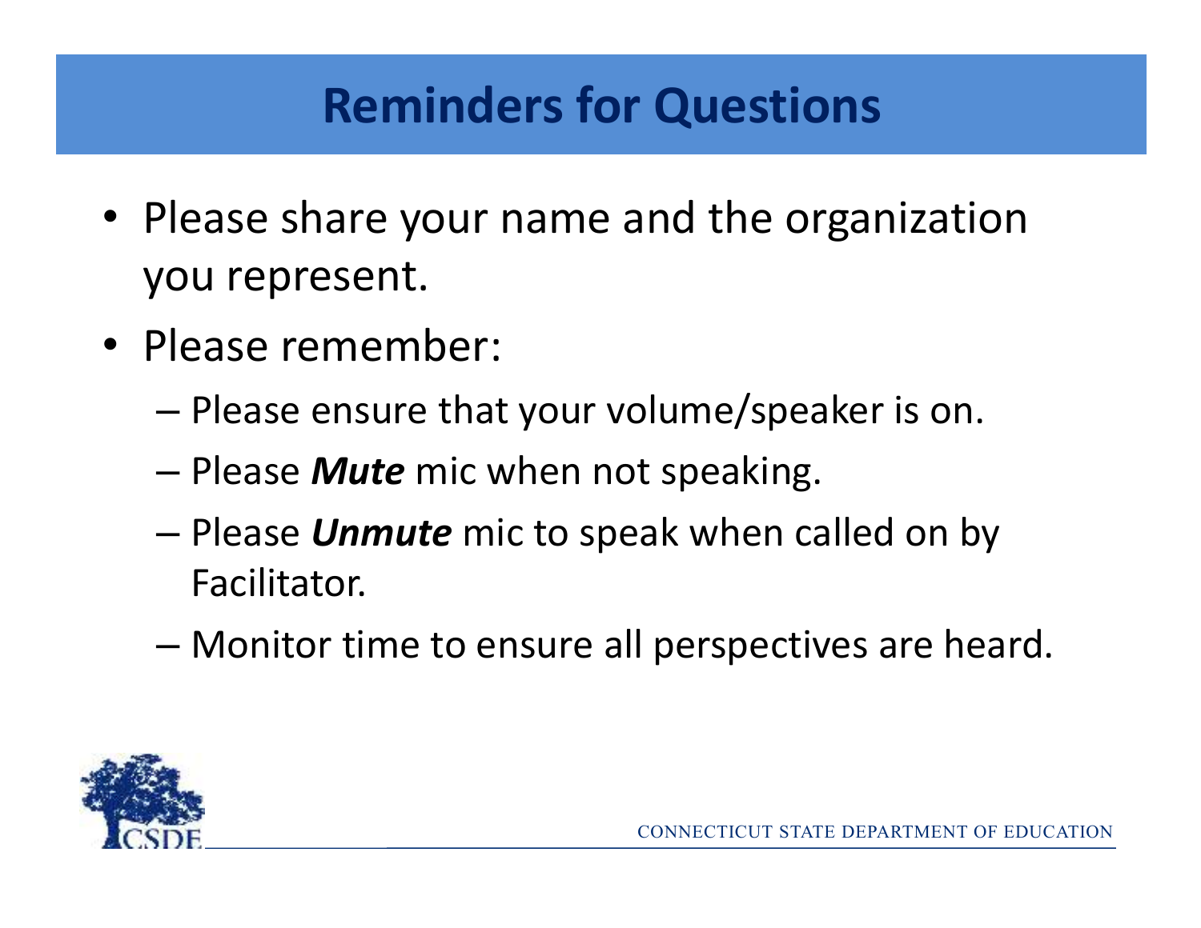# Reminders for Questions

- Please share your name and the organization you represent.
- Please remember:
  - Please ensure that your volume/speaker is on.
  - Please ***Mute*** mic when not speaking.
  - Please ***Unmute*** mic to speak when called on by Facilitator.
  - Monitor time to ensure all perspectives are heard.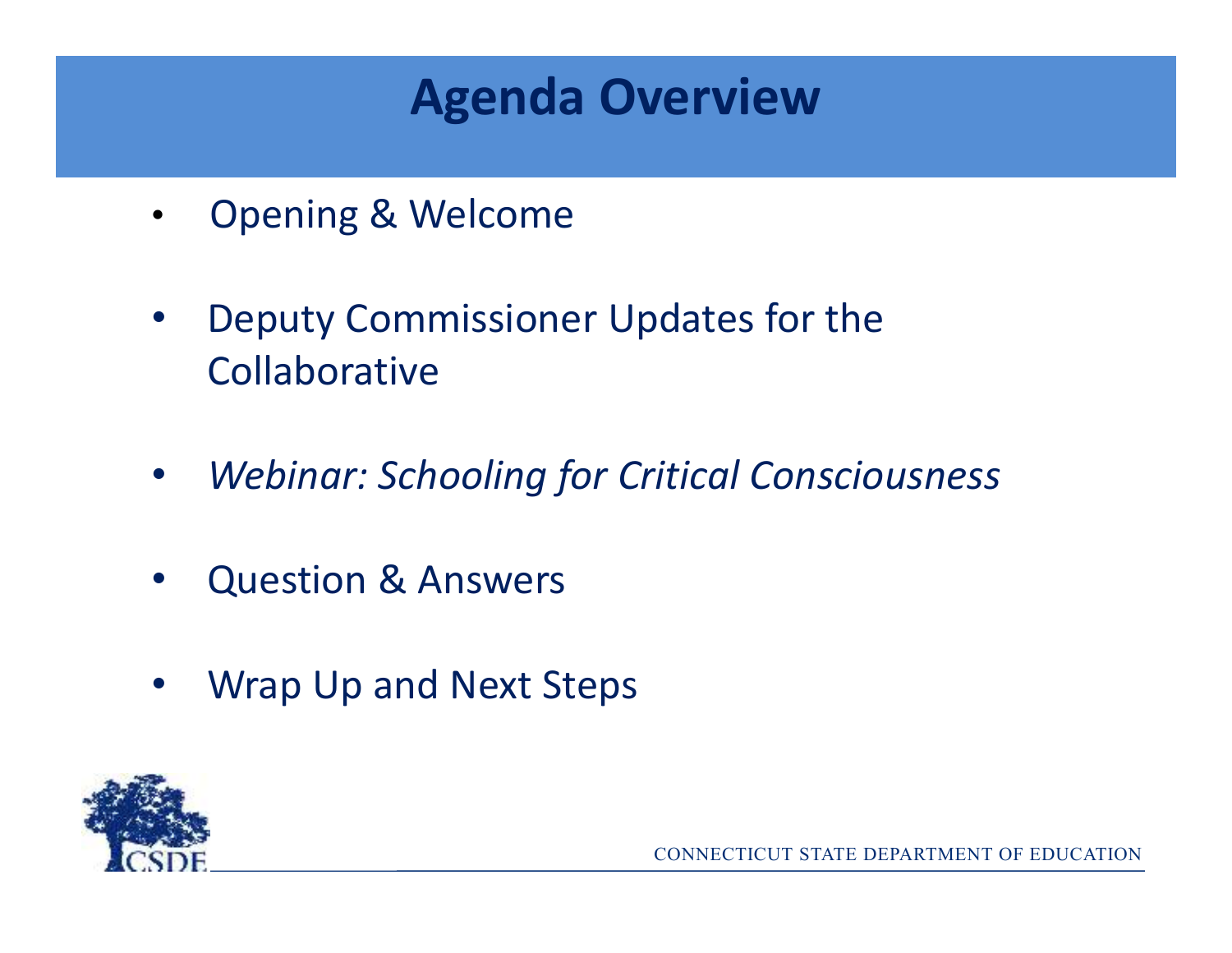# Agenda Overview

- Opening & Welcome
- Deputy Commissioner Updates for the Collaborative
- *Webinar: Schooling for Critical Consciousness*
- Question & Answers
- Wrap Up and Next Steps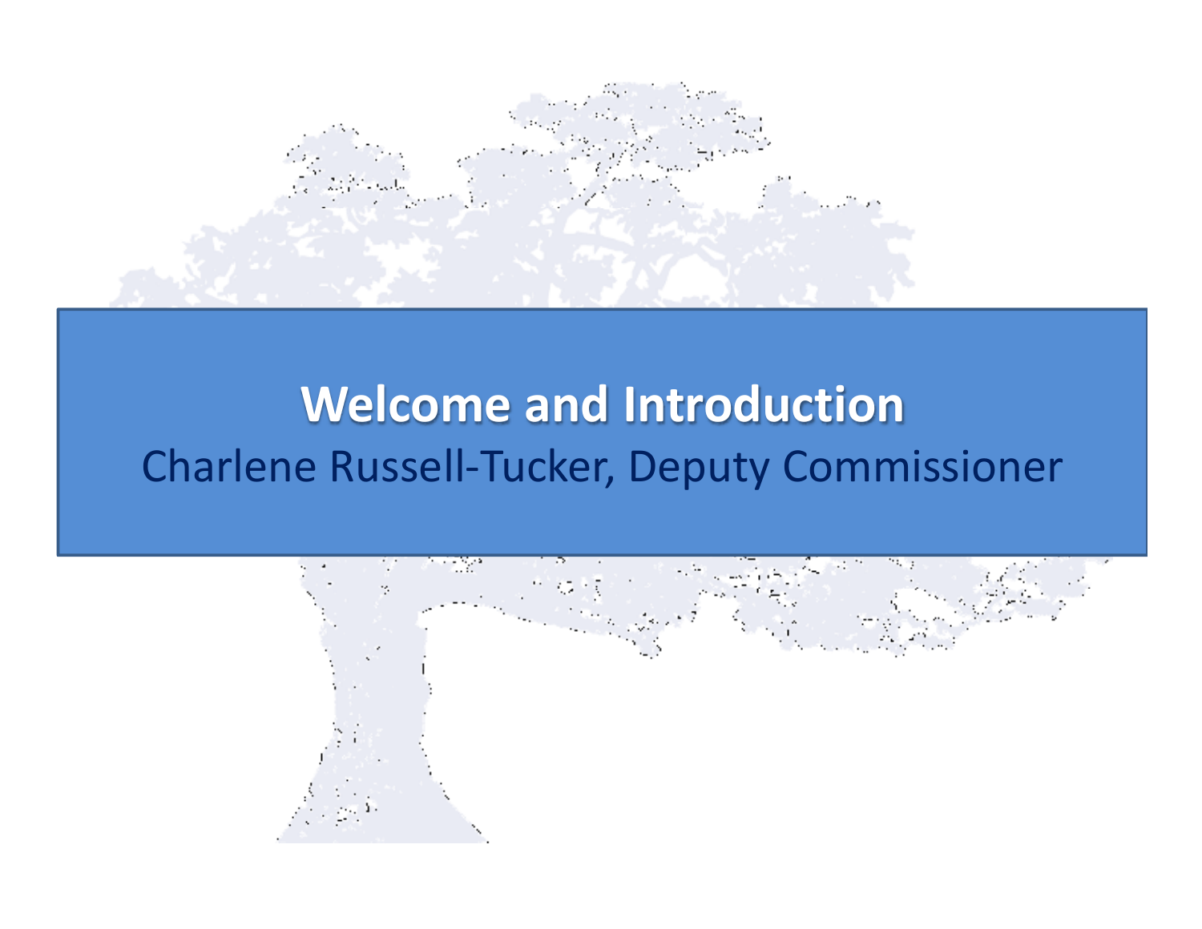# Welcome and Introduction

Charlene Russell-Tucker, Deputy Commissioner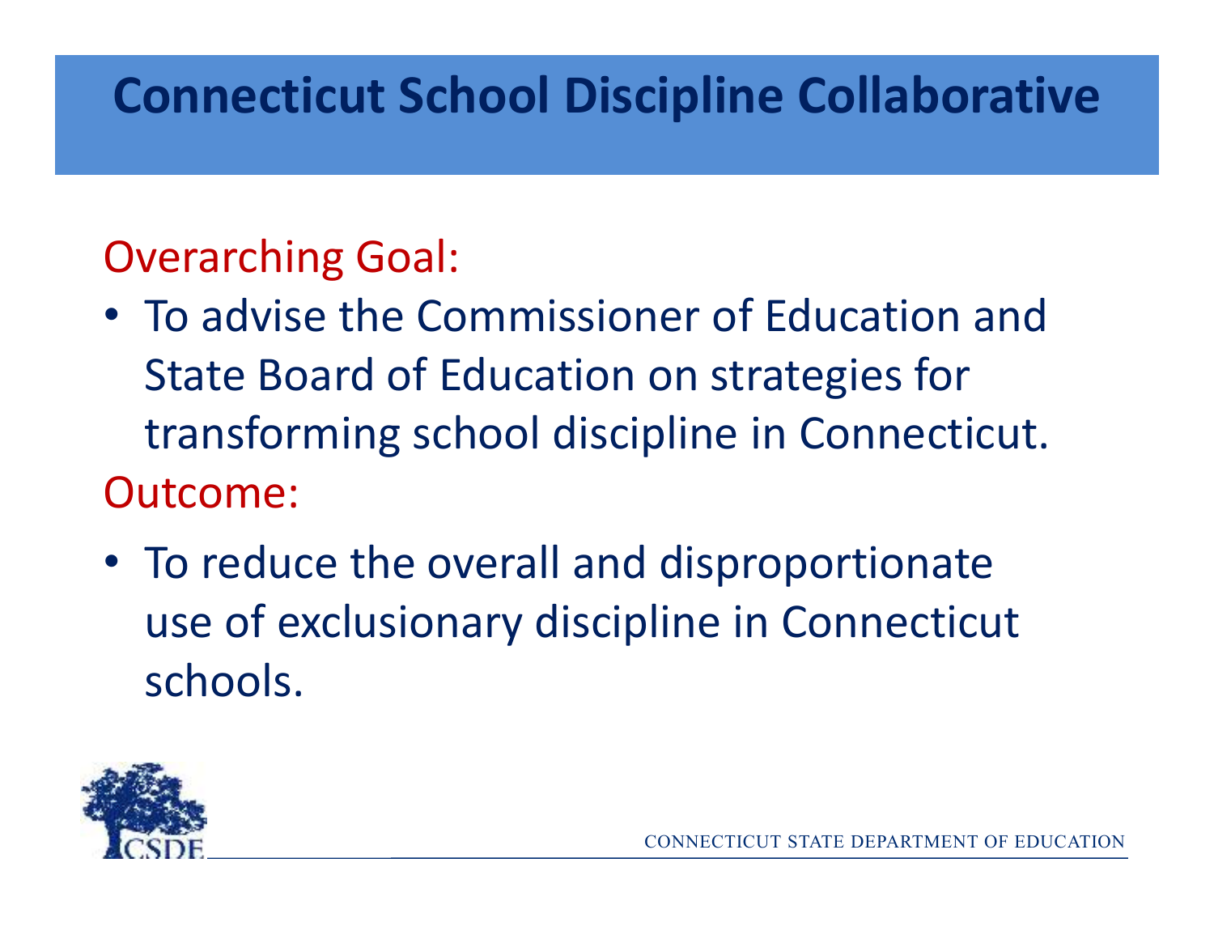# Connecticut School Discipline Collaborative

Overarching Goal:

- To advise the Commissioner of Education and State Board of Education on strategies for transforming school discipline in Connecticut.

Outcome:

- To reduce the overall and disproportionate use of exclusionary discipline in Connecticut schools.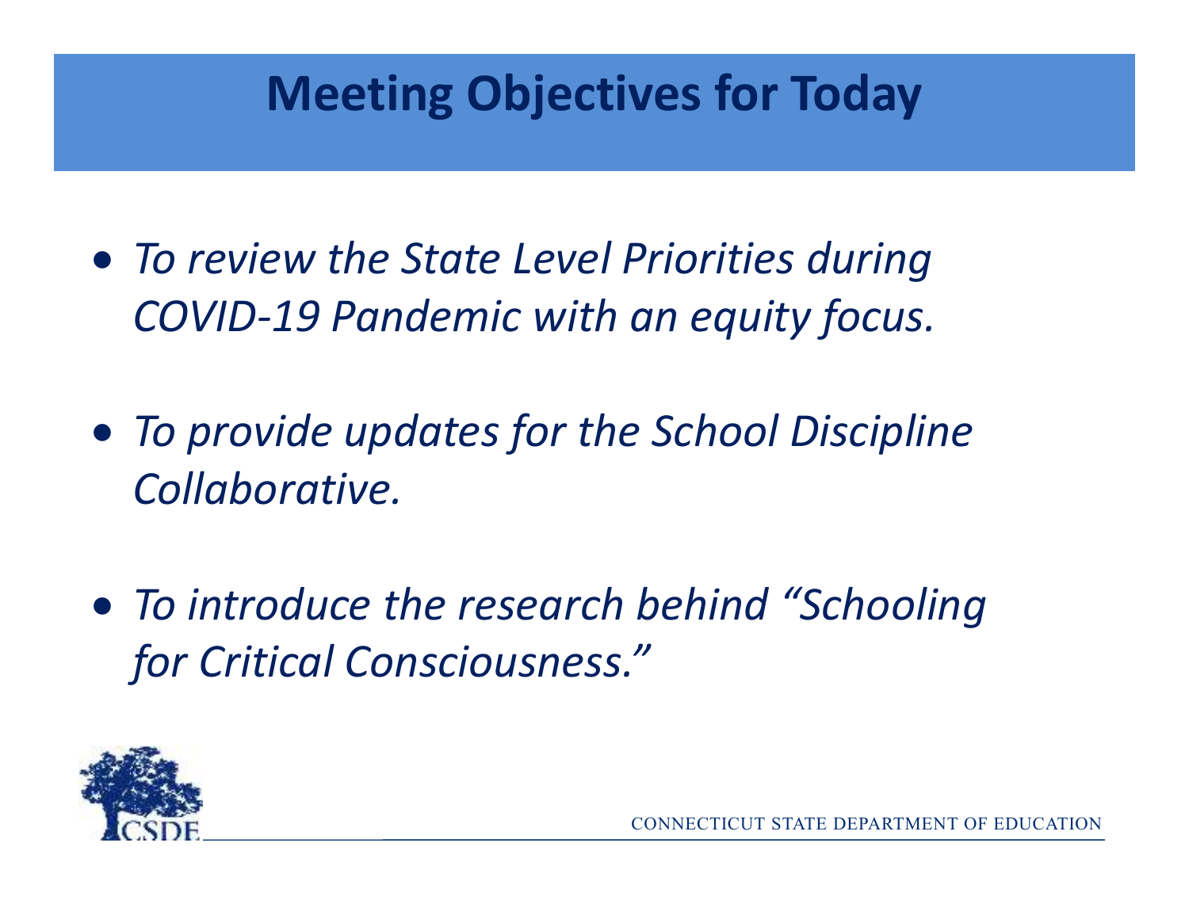# Meeting Objectives for Today

- *To review the State Level Priorities during COVID-19 Pandemic with an equity focus.*
- *To provide updates for the School Discipline Collaborative.*
- *To introduce the research behind "Schooling for Critical Consciousness."*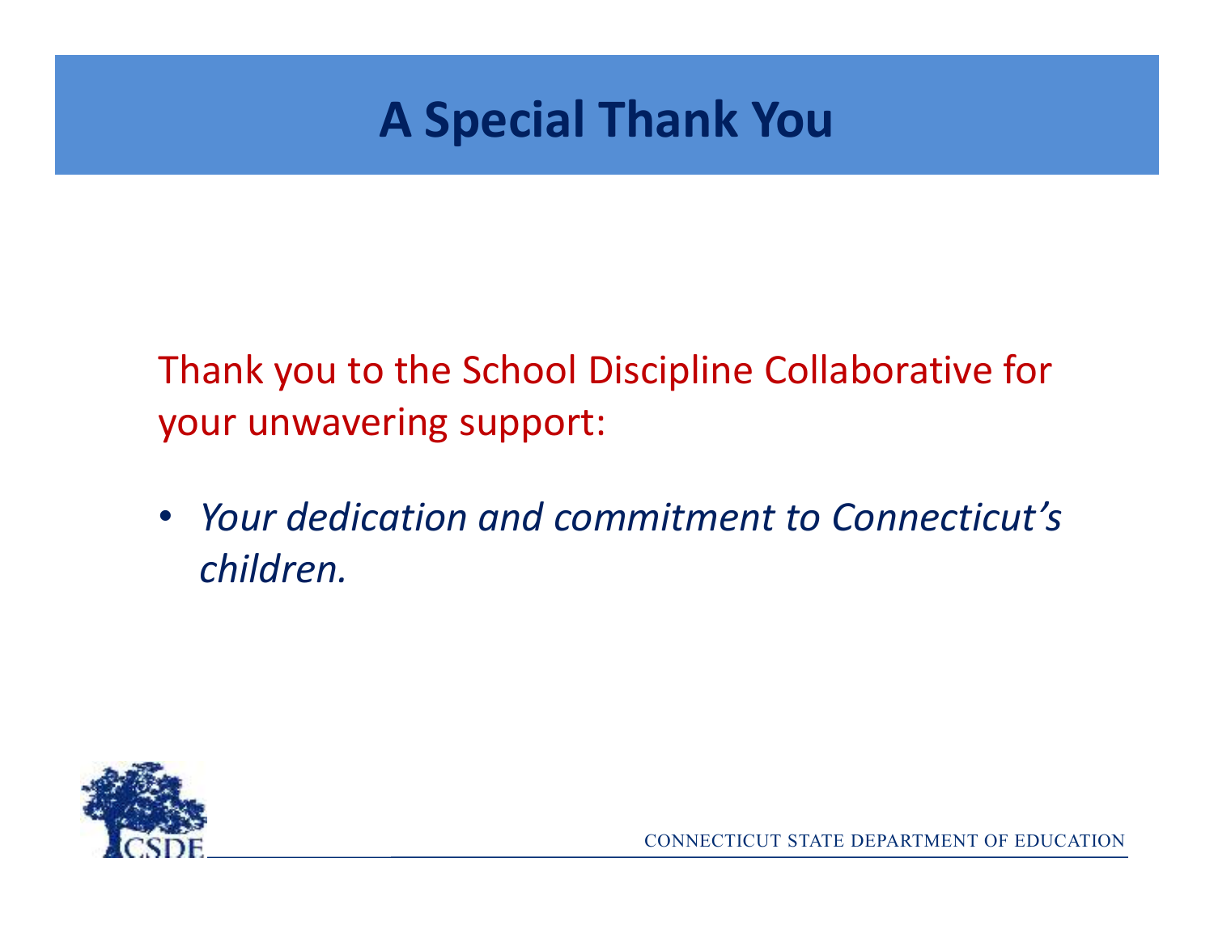# A Special Thank You

Thank you to the School Discipline Collaborative for your unwavering support:

- *Your dedication and commitment to Connecticut's children.*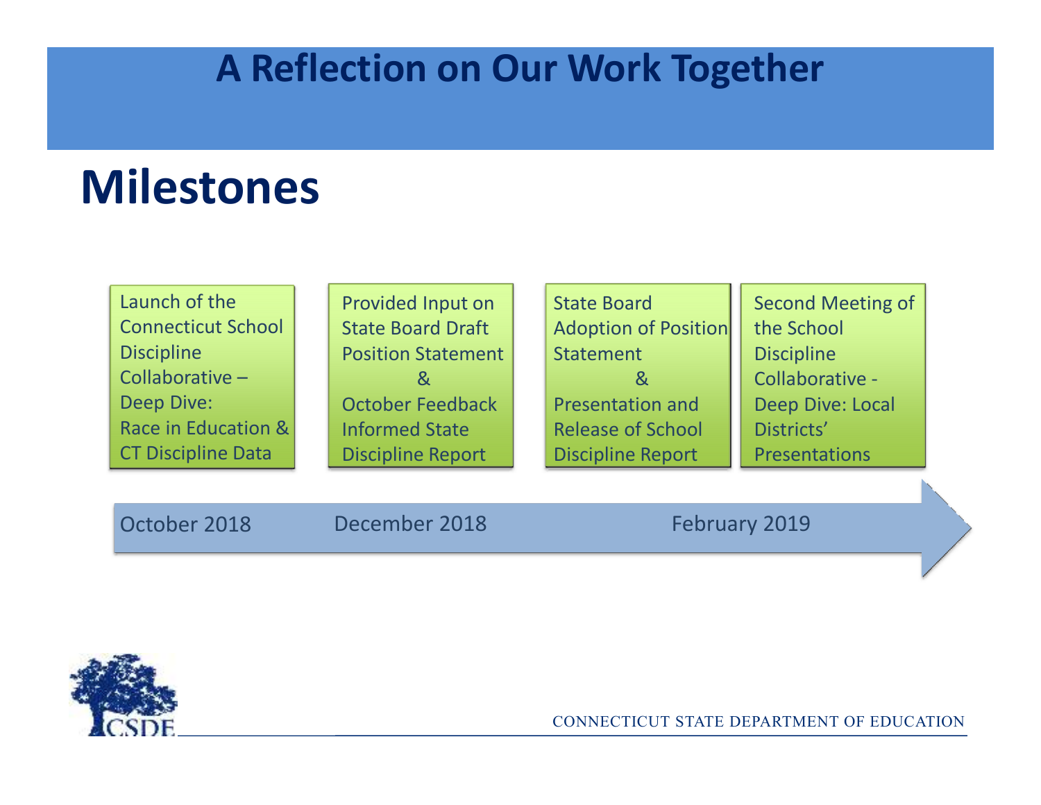# A Reflection on Our Work Together

## Milestones

| October 2018 | December 2018 | | February 2019 |
|---|---|---|---|
| Launch of the Connecticut School Discipline Collaborative – Deep Dive: Race in Education & CT Discipline Data | Provided Input on State Board Draft Position Statement & October Feedback Informed State Discipline Report | State Board Adoption of Position Statement & Presentation and Release of School Discipline Report | Second Meeting of the School Discipline Collaborative - Deep Dive: Local Districts' Presentations |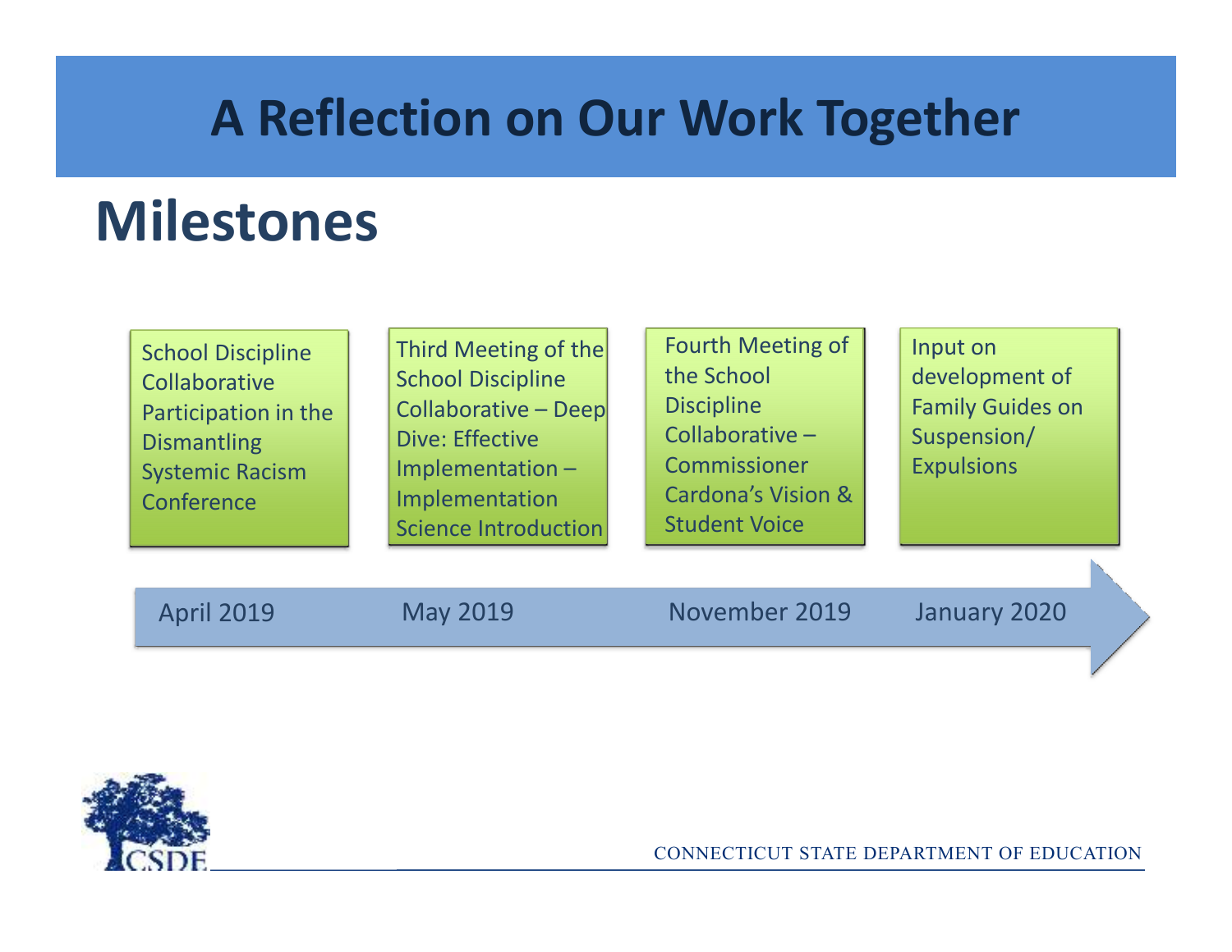# A Reflection on Our Work Together

## Milestones

- **April 2019** — School Discipline Collaborative Participation in the Dismantling Systemic Racism Conference
- **May 2019** — Third Meeting of the School Discipline Collaborative – Deep Dive: Effective Implementation – Implementation Science Introduction
- **November 2019** — Fourth Meeting of the School Discipline Collaborative – Commissioner Cardona's Vision & Student Voice
- **January 2020** — Input on development of Family Guides on Suspension/ Expulsions

CONNECTICUT STATE DEPARTMENT OF EDUCATION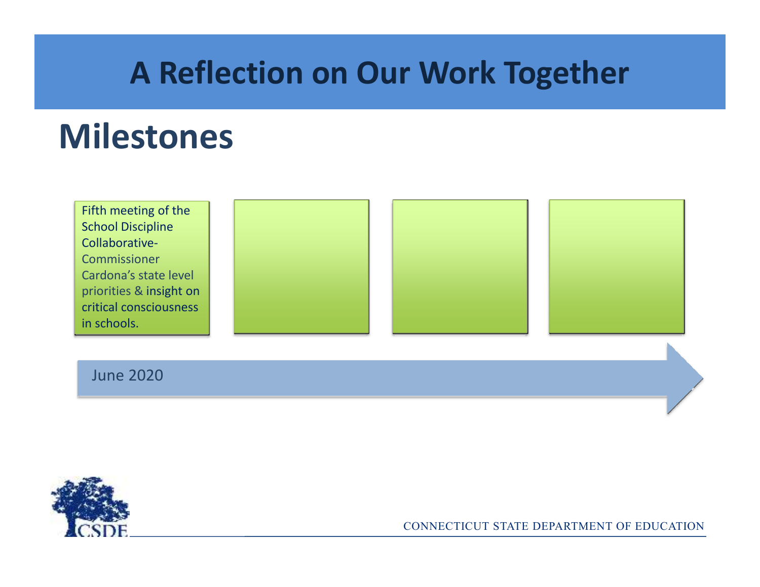# A Reflection on Our Work Together

## Milestones

Fifth meeting of the School Discipline Collaborative- Commissioner Cardona's state level priorities & insight on critical consciousness in schools.

June 2020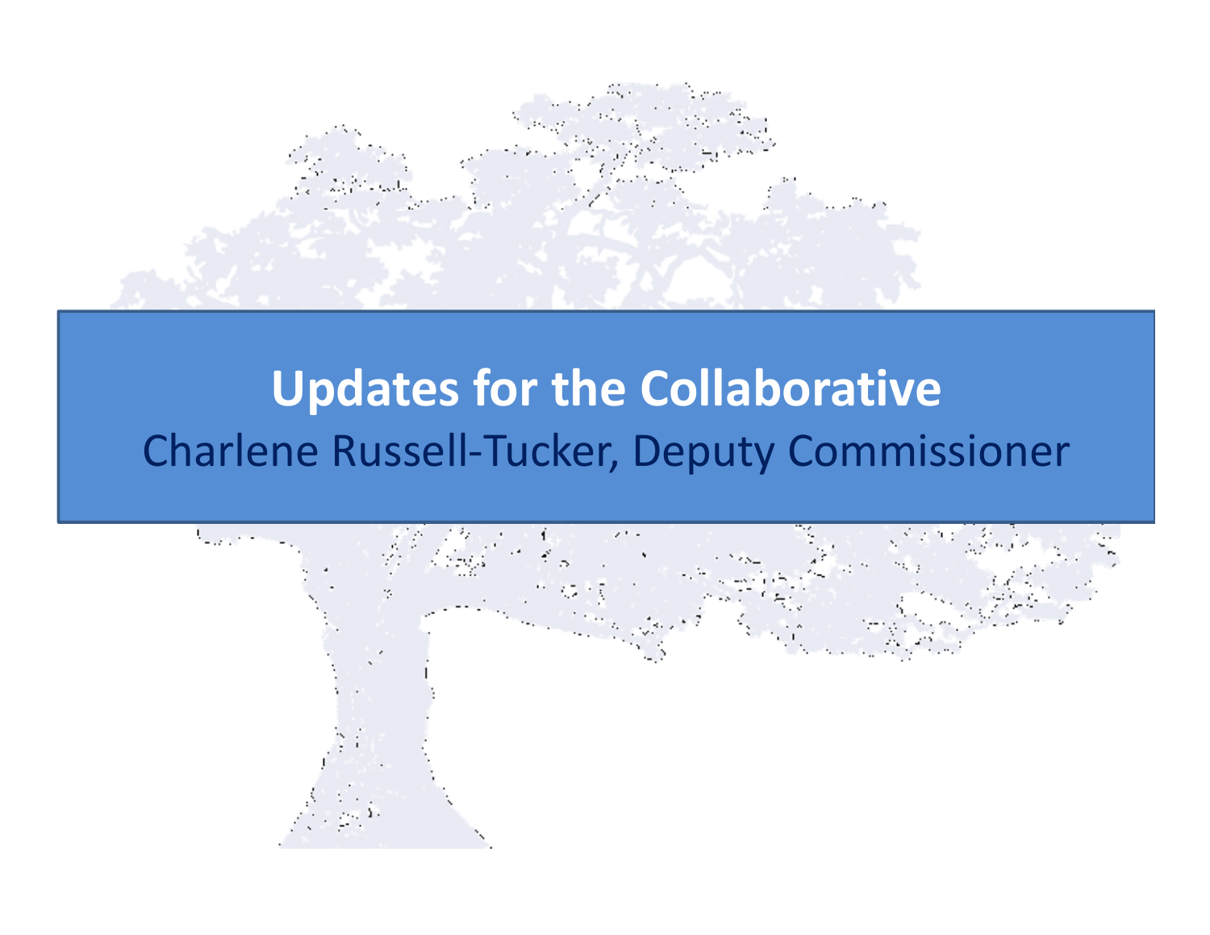# Updates for the Collaborative

Charlene Russell-Tucker, Deputy Commissioner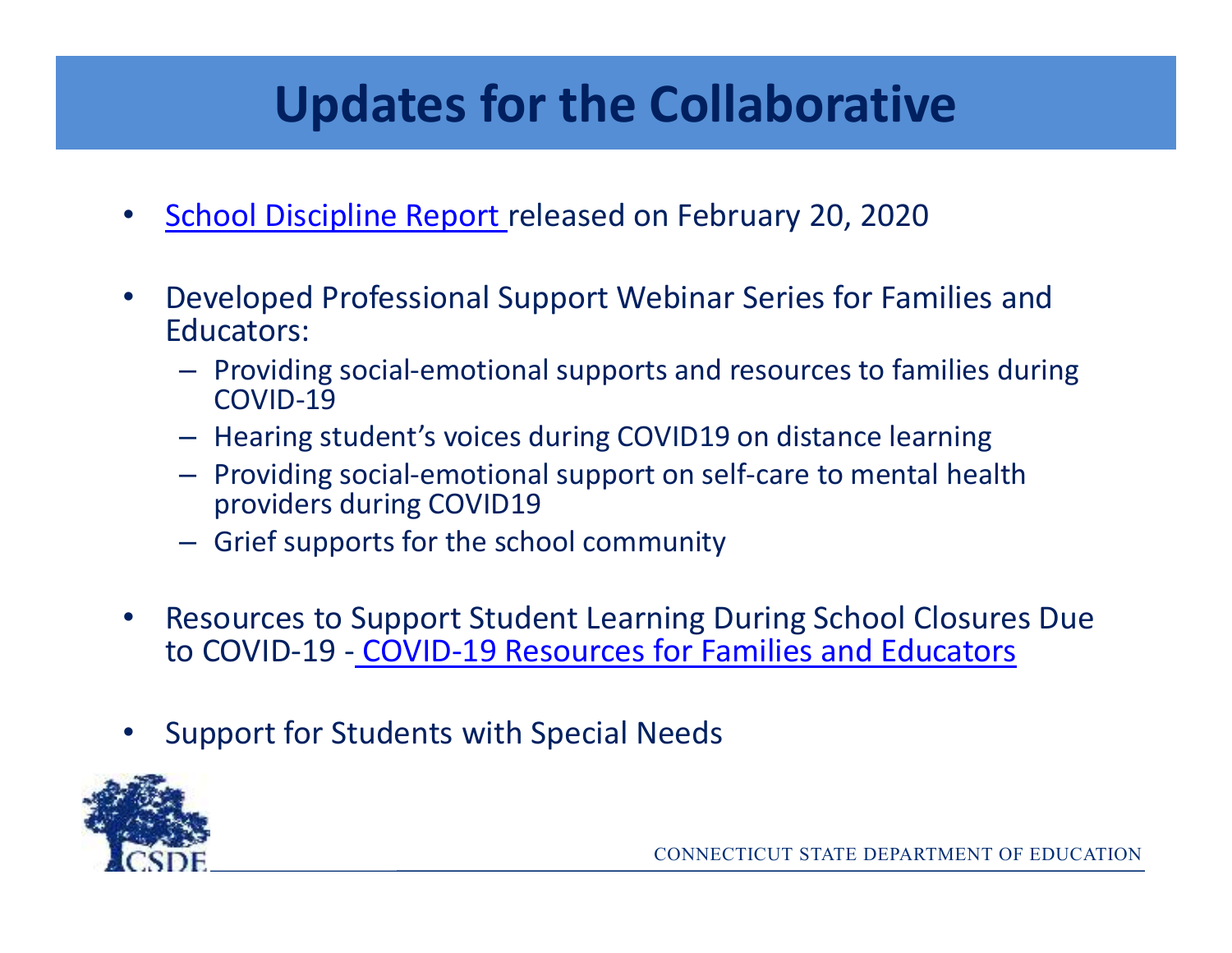# Updates for the Collaborative

- School Discipline Report released on February 20, 2020

- Developed Professional Support Webinar Series for Families and Educators:
  - Providing social-emotional supports and resources to families during COVID-19
  - Hearing student's voices during COVID19 on distance learning
  - Providing social-emotional support on self-care to mental health providers during COVID19
  - Grief supports for the school community

- Resources to Support Student Learning During School Closures Due to COVID-19 - COVID-19 Resources for Families and Educators

- Support for Students with Special Needs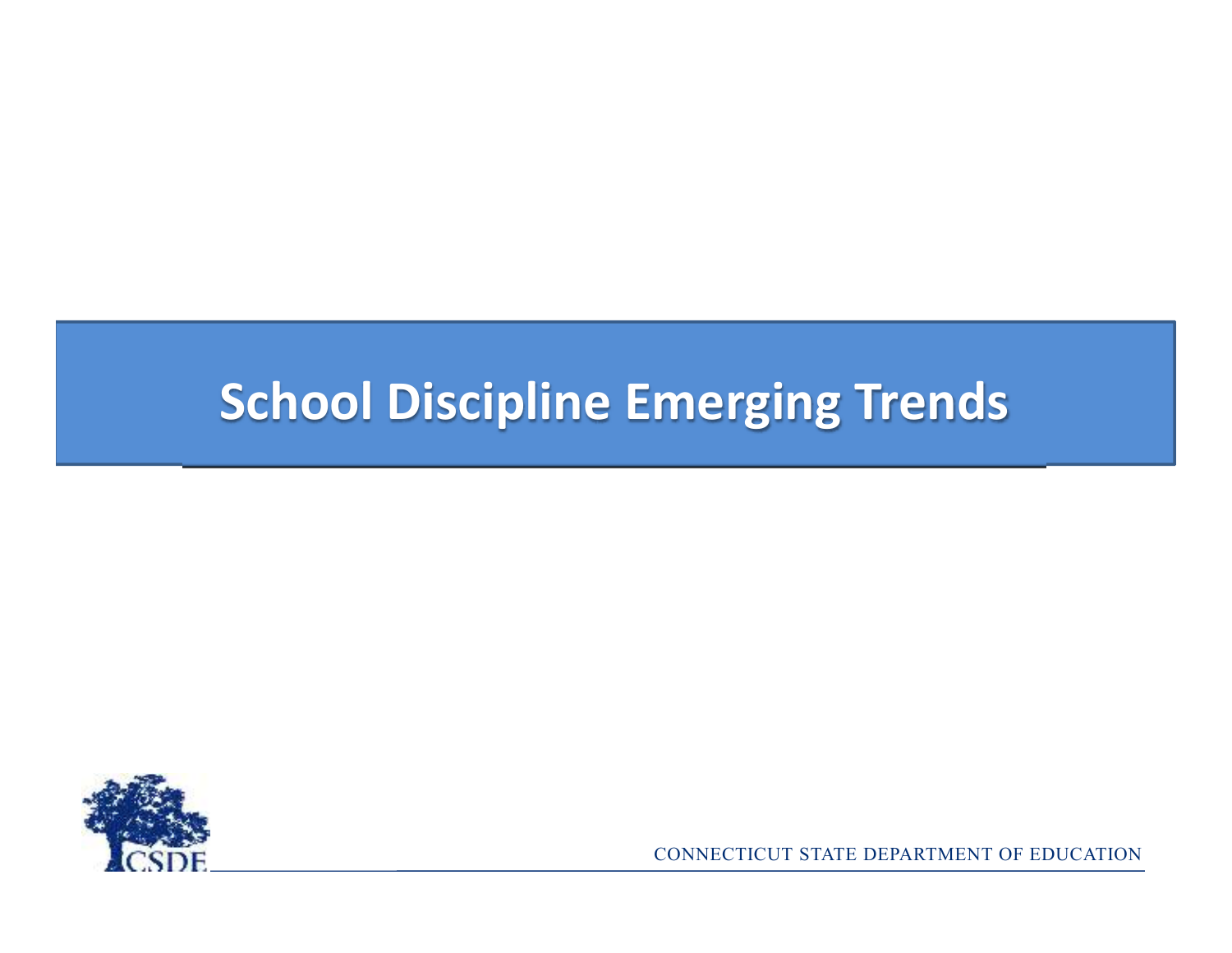# School Discipline Emerging Trends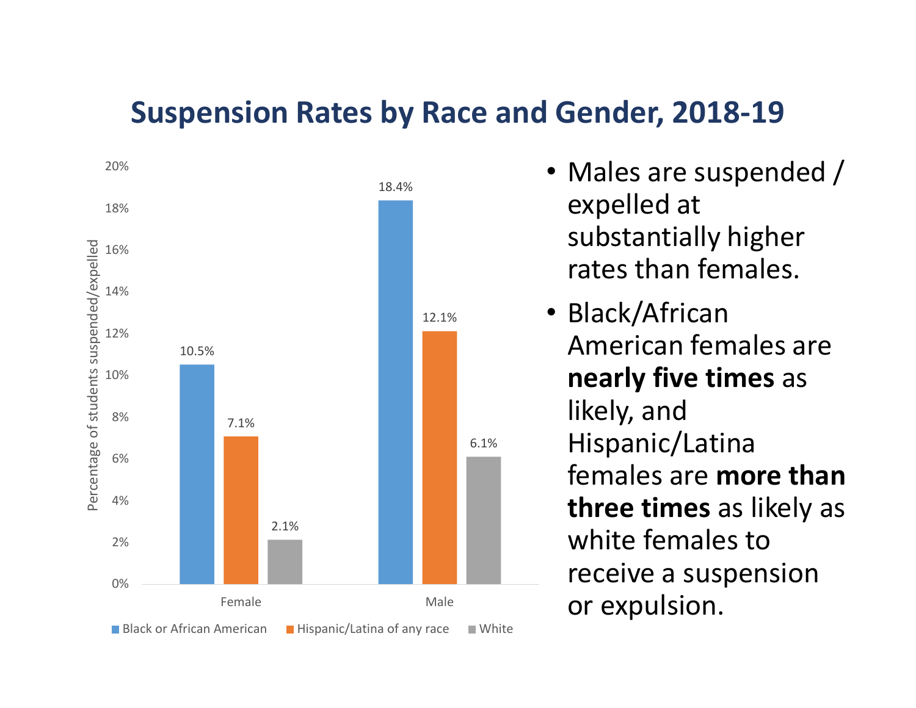# Suspension Rates by Race and Gender, 2018-19

| | Black or African American | Hispanic/Latina of any race | White |
|---|---|---|---|
| Female | 10.5% | 7.1% | 2.1% |
| Male | 18.4% | 12.1% | 6.1% |

Percentage of students suspended/expelled

- Males are suspended / expelled at substantially higher rates than females.
- Black/African American females are **nearly five times** as likely, and Hispanic/Latina females are **more than three times** as likely as white females to receive a suspension or expulsion.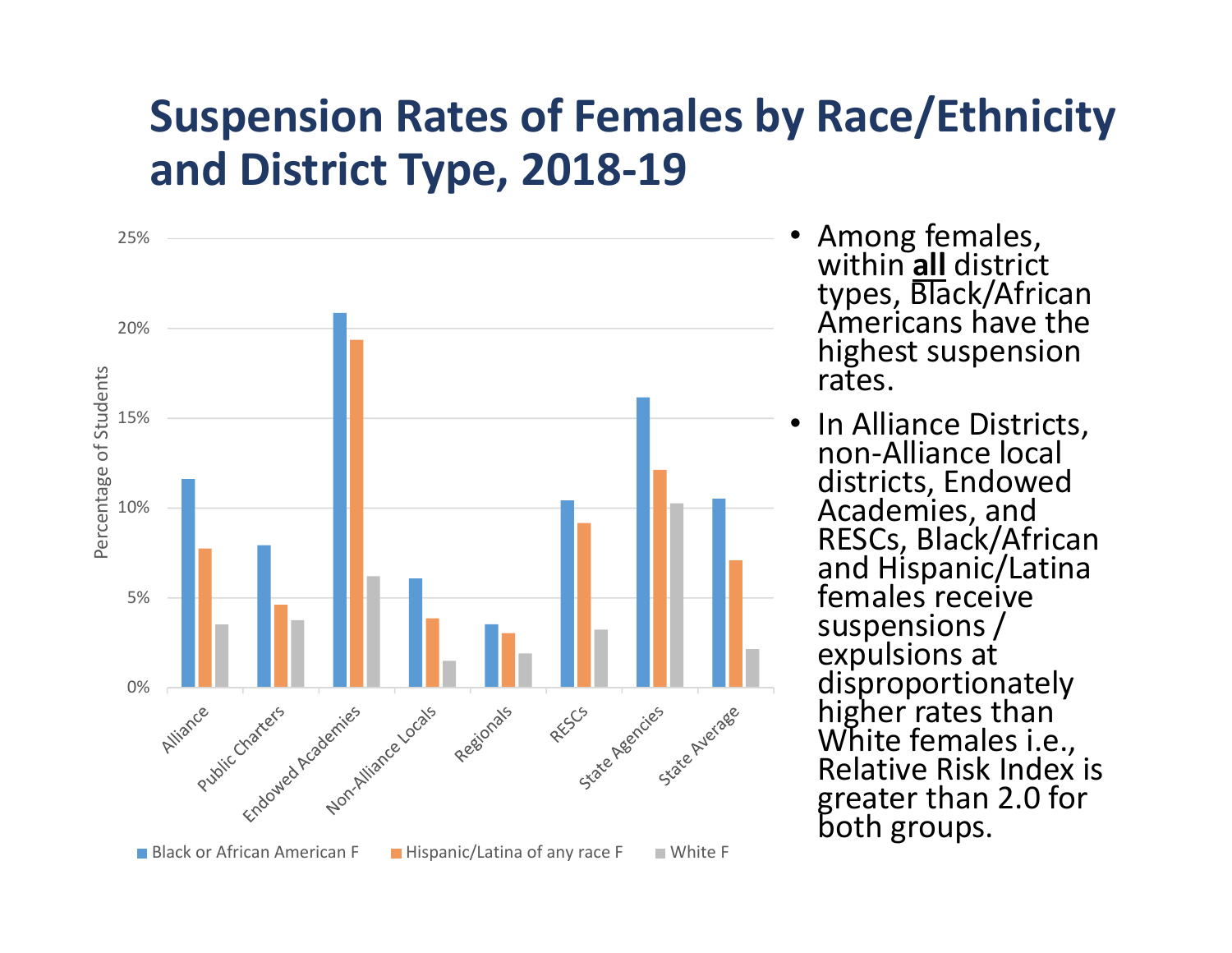# Suspension Rates of Females by Race/Ethnicity and District Type, 2018-19

- Among females, within **all** district types, Black/African Americans have the highest suspension rates.
- In Alliance Districts, non-Alliance local districts, Endowed Academies, and RESCs, Black/African and Hispanic/Latina females receive suspensions / expulsions at disproportionately higher rates than White females i.e., Relative Risk Index is greater than 2.0 for both groups.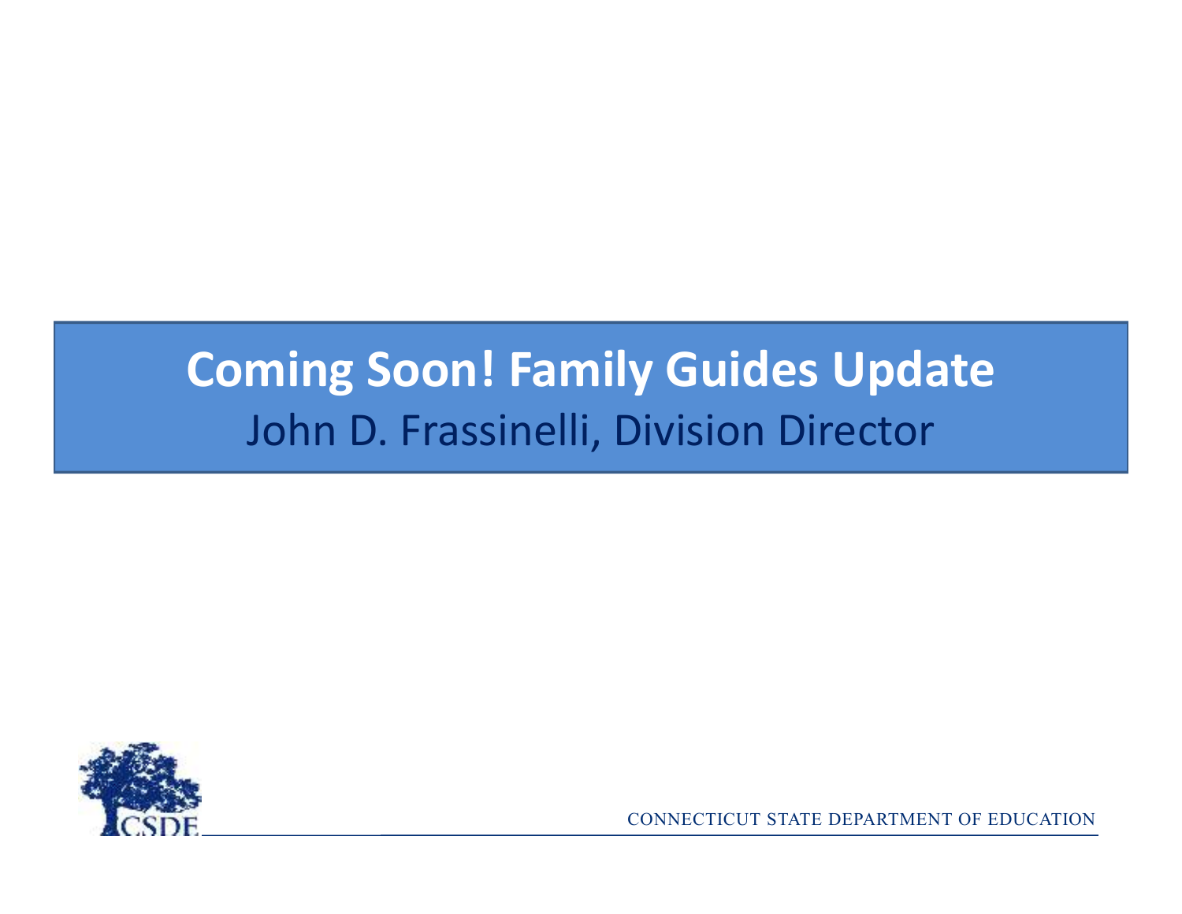# Coming Soon! Family Guides Update

John D. Frassinelli, Division Director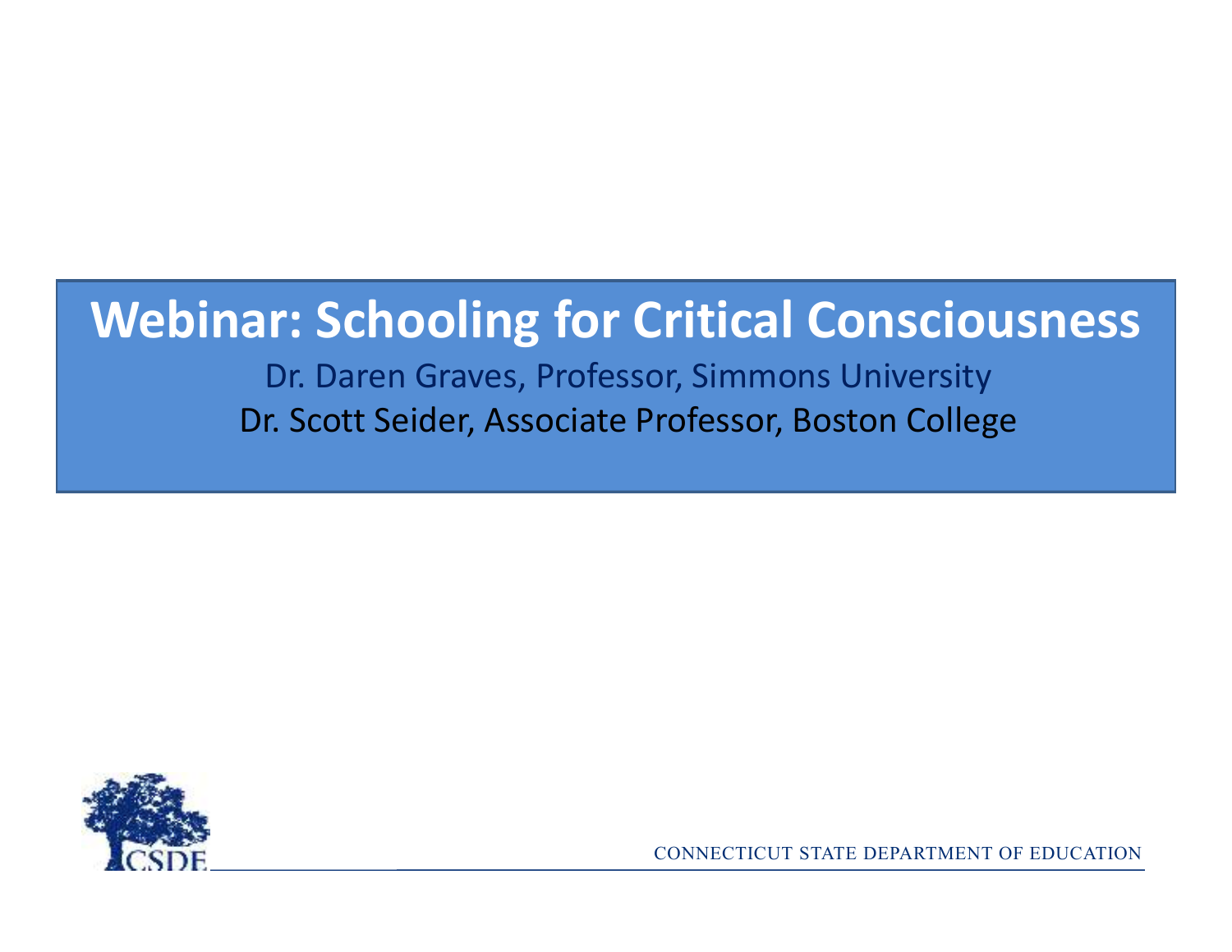# Webinar: Schooling for Critical Consciousness

Dr. Daren Graves, Professor, Simmons University

Dr. Scott Seider, Associate Professor, Boston College

CSDE

CONNECTICUT STATE DEPARTMENT OF EDUCATION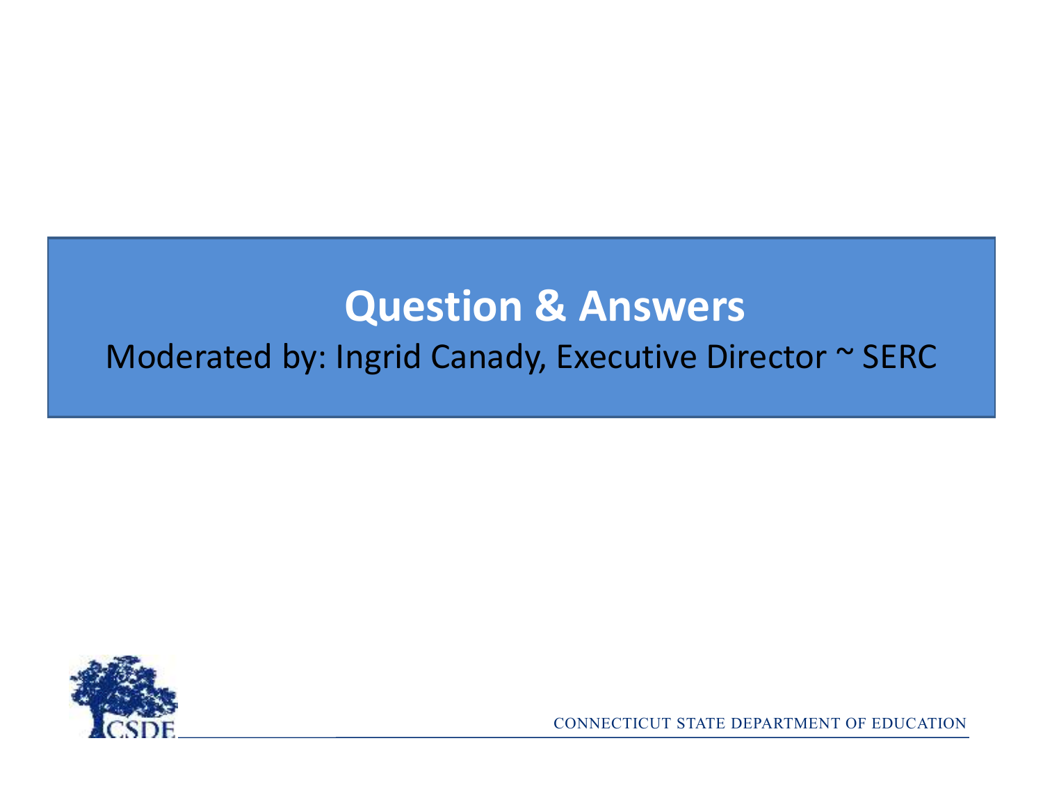# Question & Answers

Moderated by: Ingrid Canady, Executive Director ~ SERC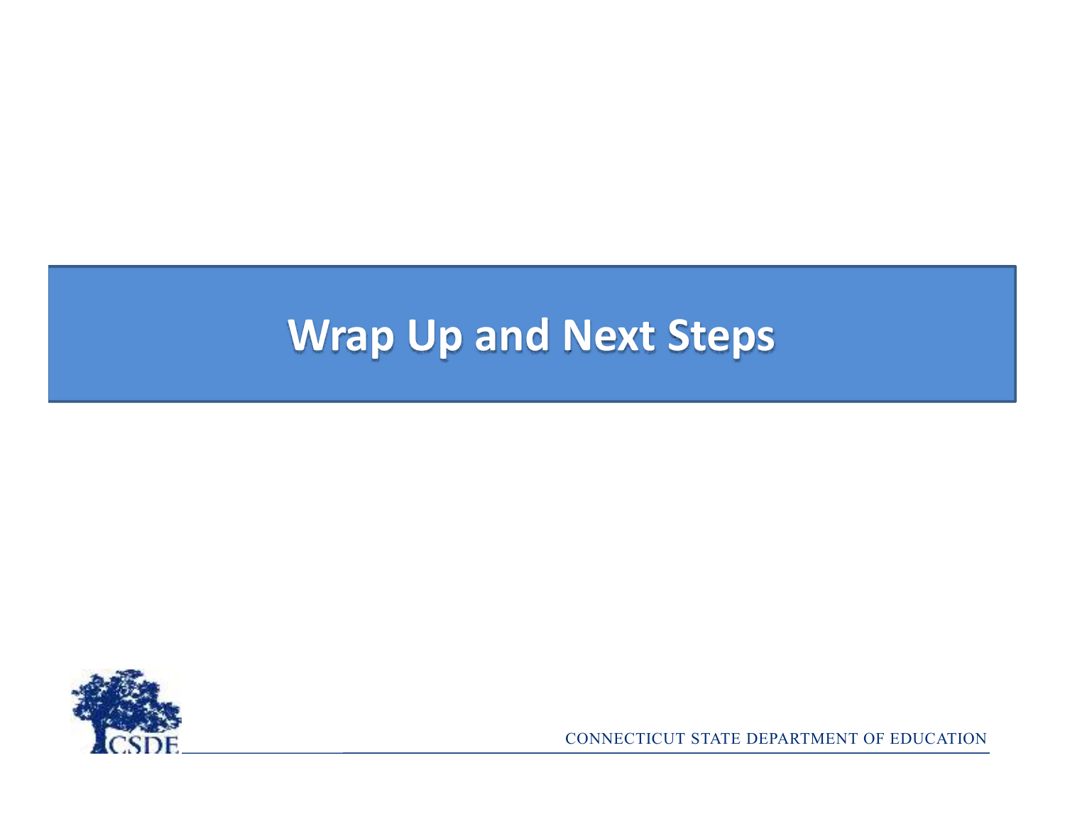# Wrap Up and Next Steps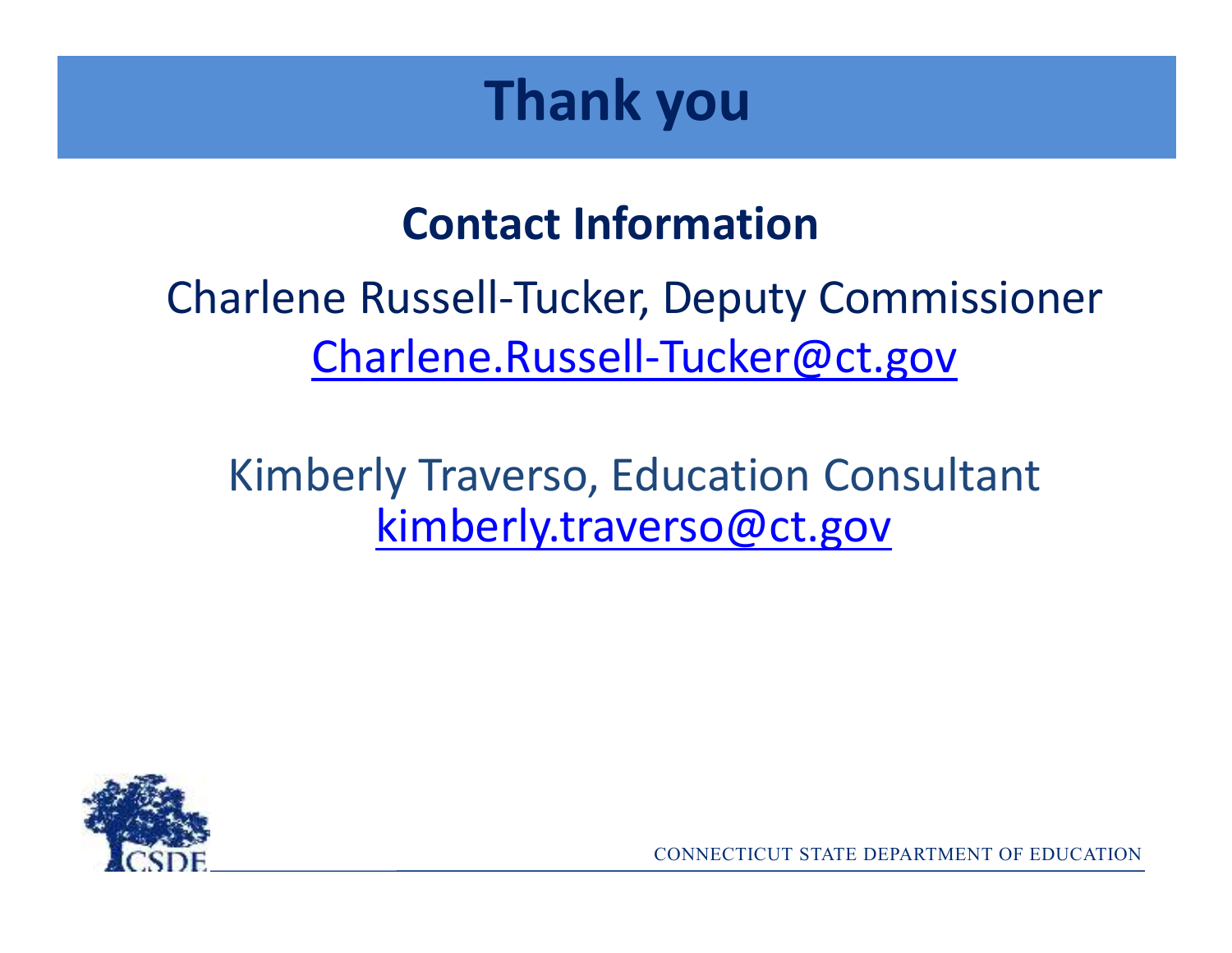# Thank you

## Contact Information

Charlene Russell-Tucker, Deputy Commissioner
Charlene.Russell-Tucker@ct.gov

Kimberly Traverso, Education Consultant
kimberly.traverso@ct.gov